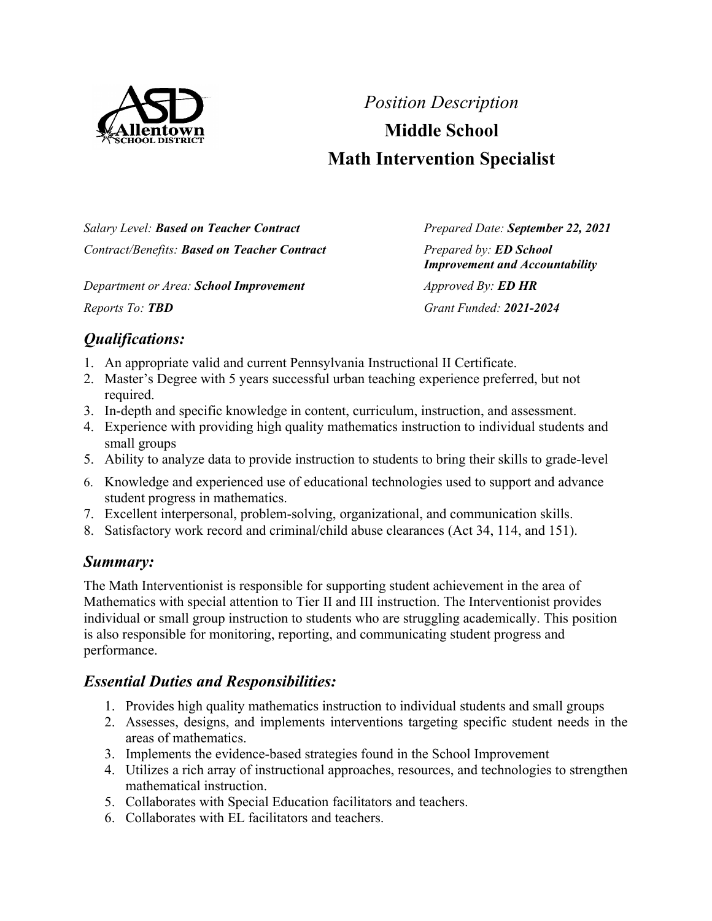*Position Description*

# Middle School
# Math Intervention Specialist

*Salary Level:* ***Based on Teacher Contract***

*Contract/Benefits:* ***Based on Teacher Contract***

*Department or Area:* ***School Improvement***

*Reports To:* ***TBD***

*Prepared Date:* ***September 22, 2021***

*Prepared by:* ***ED School Improvement and Accountability***

*Approved By:* ***ED HR***

*Grant Funded:* ***2021-2024***

## *Qualifications:*

1. An appropriate valid and current Pennsylvania Instructional II Certificate.
2. Master's Degree with 5 years successful urban teaching experience preferred, but not required.
3. In-depth and specific knowledge in content, curriculum, instruction, and assessment.
4. Experience with providing high quality mathematics instruction to individual students and small groups
5. Ability to analyze data to provide instruction to students to bring their skills to grade-level
6. Knowledge and experienced use of educational technologies used to support and advance student progress in mathematics.
7. Excellent interpersonal, problem-solving, organizational, and communication skills.
8. Satisfactory work record and criminal/child abuse clearances (Act 34, 114, and 151).

## *Summary:*

The Math Interventionist is responsible for supporting student achievement in the area of Mathematics with special attention to Tier II and III instruction. The Interventionist provides individual or small group instruction to students who are struggling academically. This position is also responsible for monitoring, reporting, and communicating student progress and performance.

## *Essential Duties and Responsibilities:*

1. Provides high quality mathematics instruction to individual students and small groups
2. Assesses, designs, and implements interventions targeting specific student needs in the areas of mathematics.
3. Implements the evidence-based strategies found in the School Improvement
4. Utilizes a rich array of instructional approaches, resources, and technologies to strengthen mathematical instruction.
5. Collaborates with Special Education facilitators and teachers.
6. Collaborates with EL facilitators and teachers.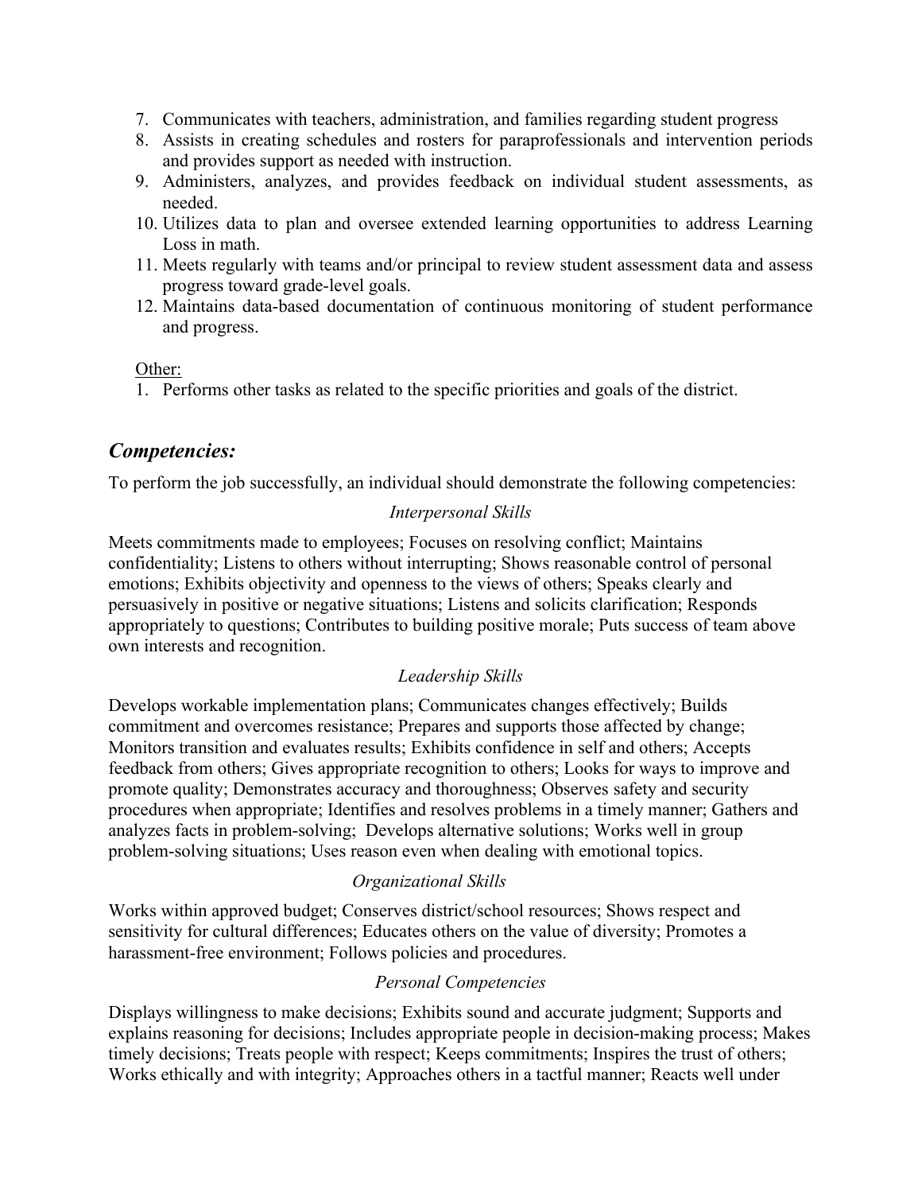7. Communicates with teachers, administration, and families regarding student progress
8. Assists in creating schedules and rosters for paraprofessionals and intervention periods and provides support as needed with instruction.
9. Administers, analyzes, and provides feedback on individual student assessments, as needed.
10. Utilizes data to plan and oversee extended learning opportunities to address Learning Loss in math.
11. Meets regularly with teams and/or principal to review student assessment data and assess progress toward grade-level goals.
12. Maintains data-based documentation of continuous monitoring of student performance and progress.

<u>Other:</u>

1. Performs other tasks as related to the specific priorities and goals of the district.

## *Competencies:*

To perform the job successfully, an individual should demonstrate the following competencies:

*Interpersonal Skills*

Meets commitments made to employees; Focuses on resolving conflict; Maintains confidentiality; Listens to others without interrupting; Shows reasonable control of personal emotions; Exhibits objectivity and openness to the views of others; Speaks clearly and persuasively in positive or negative situations; Listens and solicits clarification; Responds appropriately to questions; Contributes to building positive morale; Puts success of team above own interests and recognition.

*Leadership Skills*

Develops workable implementation plans; Communicates changes effectively; Builds commitment and overcomes resistance; Prepares and supports those affected by change; Monitors transition and evaluates results; Exhibits confidence in self and others; Accepts feedback from others; Gives appropriate recognition to others; Looks for ways to improve and promote quality; Demonstrates accuracy and thoroughness; Observes safety and security procedures when appropriate; Identifies and resolves problems in a timely manner; Gathers and analyzes facts in problem-solving; Develops alternative solutions; Works well in group problem-solving situations; Uses reason even when dealing with emotional topics.

*Organizational Skills*

Works within approved budget; Conserves district/school resources; Shows respect and sensitivity for cultural differences; Educates others on the value of diversity; Promotes a harassment-free environment; Follows policies and procedures.

*Personal Competencies*

Displays willingness to make decisions; Exhibits sound and accurate judgment; Supports and explains reasoning for decisions; Includes appropriate people in decision-making process; Makes timely decisions; Treats people with respect; Keeps commitments; Inspires the trust of others; Works ethically and with integrity; Approaches others in a tactful manner; Reacts well under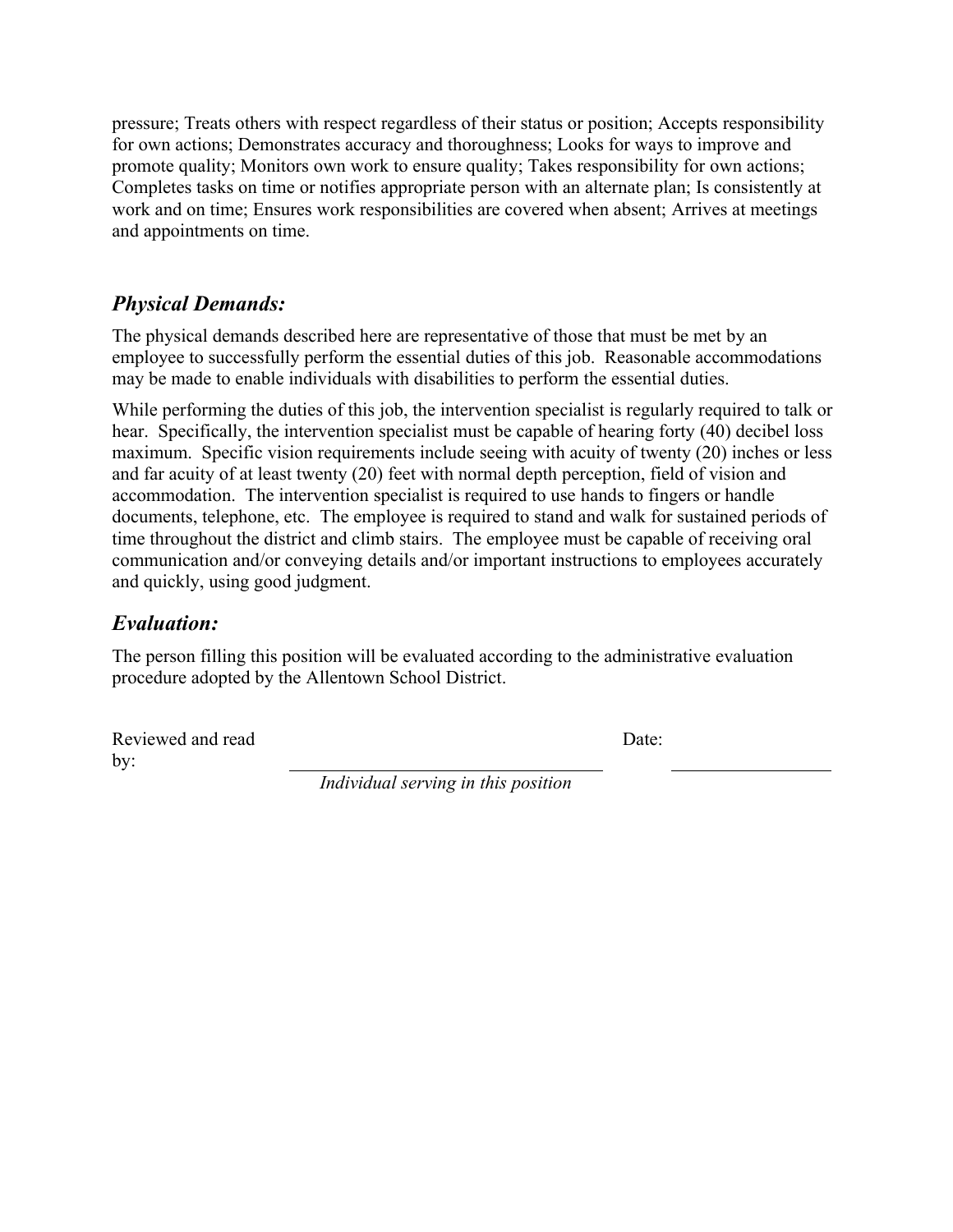pressure; Treats others with respect regardless of their status or position; Accepts responsibility for own actions; Demonstrates accuracy and thoroughness; Looks for ways to improve and promote quality; Monitors own work to ensure quality; Takes responsibility for own actions; Completes tasks on time or notifies appropriate person with an alternate plan; Is consistently at work and on time; Ensures work responsibilities are covered when absent; Arrives at meetings and appointments on time.

## *Physical Demands:*

The physical demands described here are representative of those that must be met by an employee to successfully perform the essential duties of this job. Reasonable accommodations may be made to enable individuals with disabilities to perform the essential duties.

While performing the duties of this job, the intervention specialist is regularly required to talk or hear. Specifically, the intervention specialist must be capable of hearing forty (40) decibel loss maximum. Specific vision requirements include seeing with acuity of twenty (20) inches or less and far acuity of at least twenty (20) feet with normal depth perception, field of vision and accommodation. The intervention specialist is required to use hands to fingers or handle documents, telephone, etc. The employee is required to stand and walk for sustained periods of time throughout the district and climb stairs. The employee must be capable of receiving oral communication and/or conveying details and/or important instructions to employees accurately and quickly, using good judgment.

## *Evaluation:*

The person filling this position will be evaluated according to the administrative evaluation procedure adopted by the Allentown School District.

Reviewed and read by: ______________________________ Date: ________________

*Individual serving in this position*